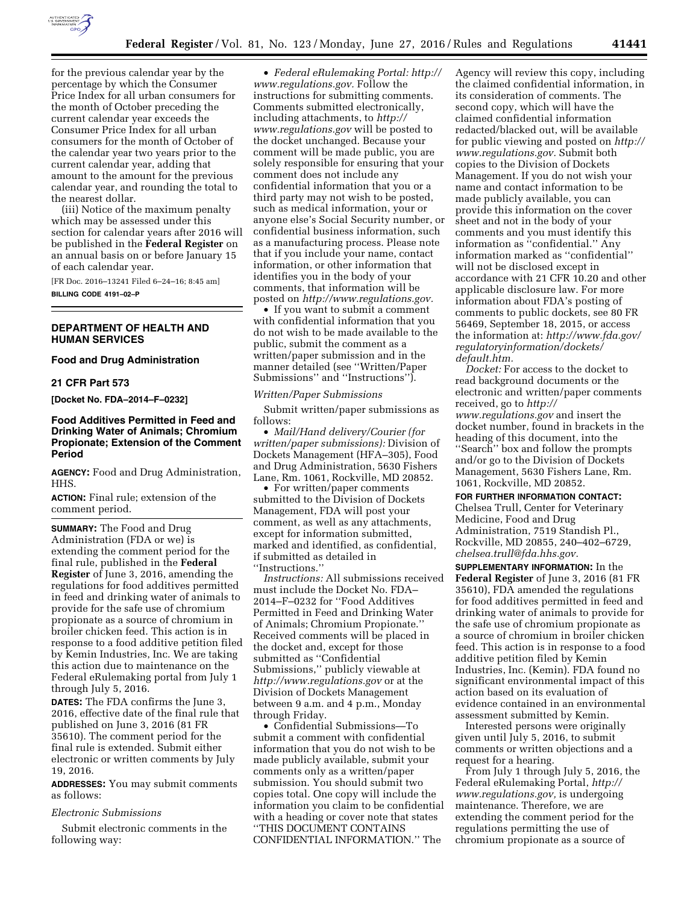for the previous calendar year by the percentage by which the Consumer Price Index for all urban consumers for the month of October preceding the current calendar year exceeds the Consumer Price Index for all urban consumers for the month of October of the calendar year two years prior to the current calendar year, adding that amount to the amount for the previous calendar year, and rounding the total to the nearest dollar.

(iii) Notice of the maximum penalty which may be assessed under this section for calendar years after 2016 will be published in the **Federal Register** on an annual basis on or before January 15 of each calendar year.

[FR Doc. 2016–13241 Filed 6–24–16; 8:45 am]

**BILLING CODE 4191–02–P**

---

## DEPARTMENT OF HEALTH AND HUMAN SERVICES

### Food and Drug Administration

### 21 CFR Part 573

**[Docket No. FDA–2014–F–0232]**

### Food Additives Permitted in Feed and Drinking Water of Animals; Chromium Propionate; Extension of the Comment Period

**AGENCY:** Food and Drug Administration, HHS.

**ACTION:** Final rule; extension of the comment period.

**SUMMARY:** The Food and Drug Administration (FDA or we) is extending the comment period for the final rule, published in the **Federal Register** of June 3, 2016, amending the regulations for food additives permitted in feed and drinking water of animals to provide for the safe use of chromium propionate as a source of chromium in broiler chicken feed. This action is in response to a food additive petition filed by Kemin Industries, Inc. We are taking this action due to maintenance on the Federal eRulemaking portal from July 1 through July 5, 2016.

**DATES:** The FDA confirms the June 3, 2016, effective date of the final rule that published on June 3, 2016 (81 FR 35610). The comment period for the final rule is extended. Submit either electronic or written comments by July 19, 2016.

**ADDRESSES:** You may submit comments as follows:

*Electronic Submissions*

Submit electronic comments in the following way:

- *Federal eRulemaking Portal: http://www.regulations.gov.* Follow the instructions for submitting comments. Comments submitted electronically, including attachments, to *http://www.regulations.gov* will be posted to the docket unchanged. Because your comment will be made public, you are solely responsible for ensuring that your comment does not include any confidential information that you or a third party may not wish to be posted, such as medical information, your or anyone else's Social Security number, or confidential business information, such as a manufacturing process. Please note that if you include your name, contact information, or other information that identifies you in the body of your comments, that information will be posted on *http://www.regulations.gov.*
- If you want to submit a comment with confidential information that you do not wish to be made available to the public, submit the comment as a written/paper submission and in the manner detailed (see "Written/Paper Submissions" and "Instructions").

*Written/Paper Submissions*

Submit written/paper submissions as follows:

- *Mail/Hand delivery/Courier (for written/paper submissions):* Division of Dockets Management (HFA–305), Food and Drug Administration, 5630 Fishers Lane, Rm. 1061, Rockville, MD 20852.
- For written/paper comments submitted to the Division of Dockets Management, FDA will post your comment, as well as any attachments, except for information submitted, marked and identified, as confidential, if submitted as detailed in "Instructions."

*Instructions:* All submissions received must include the Docket No. FDA–2014–F–0232 for "Food Additives Permitted in Feed and Drinking Water of Animals; Chromium Propionate." Received comments will be placed in the docket and, except for those submitted as "Confidential Submissions," publicly viewable at *http://www.regulations.gov* or at the Division of Dockets Management between 9 a.m. and 4 p.m., Monday through Friday.

- Confidential Submissions—To submit a comment with confidential information that you do not wish to be made publicly available, submit your comments only as a written/paper submission. You should submit two copies total. One copy will include the information you claim to be confidential with a heading or cover note that states "THIS DOCUMENT CONTAINS CONFIDENTIAL INFORMATION." The Agency will review this copy, including the claimed confidential information, in its consideration of comments. The second copy, which will have the claimed confidential information redacted/blacked out, will be available for public viewing and posted on *http://www.regulations.gov.* Submit both copies to the Division of Dockets Management. If you do not wish your name and contact information to be made publicly available, you can provide this information on the cover sheet and not in the body of your comments and you must identify this information as "confidential." Any information marked as "confidential" will not be disclosed except in accordance with 21 CFR 10.20 and other applicable disclosure law. For more information about FDA's posting of comments to public dockets, see 80 FR 56469, September 18, 2015, or access the information at: *http://www.fda.gov/regulatoryinformation/dockets/default.htm.*

*Docket:* For access to the docket to read background documents or the electronic and written/paper comments received, go to *http://www.regulations.gov* and insert the docket number, found in brackets in the heading of this document, into the "Search" box and follow the prompts and/or go to the Division of Dockets Management, 5630 Fishers Lane, Rm. 1061, Rockville, MD 20852.

**FOR FURTHER INFORMATION CONTACT:** Chelsea Trull, Center for Veterinary Medicine, Food and Drug Administration, 7519 Standish Pl., Rockville, MD 20855, 240–402–6729, *chelsea.trull@fda.hhs.gov.*

**SUPPLEMENTARY INFORMATION:** In the **Federal Register** of June 3, 2016 (81 FR 35610), FDA amended the regulations for food additives permitted in feed and drinking water of animals to provide for the safe use of chromium propionate as a source of chromium in broiler chicken feed. This action is in response to a food additive petition filed by Kemin Industries, Inc. (Kemin). FDA found no significant environmental impact of this action based on its evaluation of evidence contained in an environmental assessment submitted by Kemin.

Interested persons were originally given until July 5, 2016, to submit comments or written objections and a request for a hearing.

From July 1 through July 5, 2016, the Federal eRulemaking Portal, *http://www.regulations.gov,* is undergoing maintenance. Therefore, we are extending the comment period for the regulations permitting the use of chromium propionate as a source of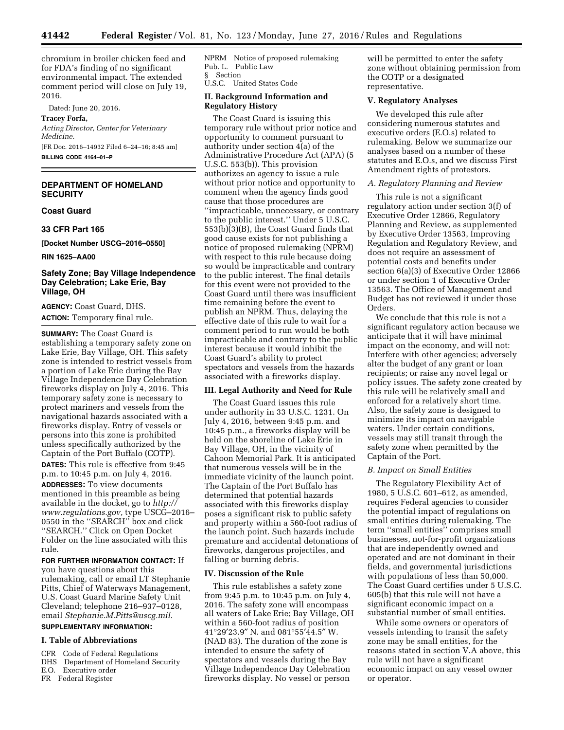chromium in broiler chicken feed and for FDA's finding of no significant environmental impact. The extended comment period will close on July 19, 2016.

Dated: June 20, 2016.

**Tracey Forfa,**

*Acting Director, Center for Veterinary Medicine.*

[FR Doc. 2016–14932 Filed 6–24–16; 8:45 am]

**BILLING CODE 4164–01–P**

---

## DEPARTMENT OF HOMELAND SECURITY

### Coast Guard

### 33 CFR Part 165

**[Docket Number USCG–2016–0550]**

**RIN 1625–AA00**

### Safety Zone; Bay Village Independence Day Celebration; Lake Erie, Bay Village, OH

**AGENCY:** Coast Guard, DHS.

**ACTION:** Temporary final rule.

**SUMMARY:** The Coast Guard is establishing a temporary safety zone on Lake Erie, Bay Village, OH. This safety zone is intended to restrict vessels from a portion of Lake Erie during the Bay Village Independence Day Celebration fireworks display on July 4, 2016. This temporary safety zone is necessary to protect mariners and vessels from the navigational hazards associated with a fireworks display. Entry of vessels or persons into this zone is prohibited unless specifically authorized by the Captain of the Port Buffalo (COTP).

**DATES:** This rule is effective from 9:45 p.m. to 10:45 p.m. on July 4, 2016.

**ADDRESSES:** To view documents mentioned in this preamble as being available in the docket, go to *http://www.regulations.gov,* type USCG–2016–0550 in the ''SEARCH'' box and click ''SEARCH.'' Click on Open Docket Folder on the line associated with this rule.

**FOR FURTHER INFORMATION CONTACT:** If you have questions about this rulemaking, call or email LT Stephanie Pitts, Chief of Waterways Management, U.S. Coast Guard Marine Safety Unit Cleveland; telephone 216–937–0128, email *Stephanie.M.Pitts@uscg.mil.*

**SUPPLEMENTARY INFORMATION:**

#### I. Table of Abbreviations

CFR Code of Federal Regulations
DHS Department of Homeland Security
E.O. Executive order
FR Federal Register
NPRM Notice of proposed rulemaking
Pub. L. Public Law
§ Section
U.S.C. United States Code

#### II. Background Information and Regulatory History

The Coast Guard is issuing this temporary rule without prior notice and opportunity to comment pursuant to authority under section 4(a) of the Administrative Procedure Act (APA) (5 U.S.C. 553(b)). This provision authorizes an agency to issue a rule without prior notice and opportunity to comment when the agency finds good cause that those procedures are ''impracticable, unnecessary, or contrary to the public interest.'' Under 5 U.S.C. 553(b)(3)(B), the Coast Guard finds that good cause exists for not publishing a notice of proposed rulemaking (NPRM) with respect to this rule because doing so would be impracticable and contrary to the public interest. The final details for this event were not provided to the Coast Guard until there was insufficient time remaining before the event to publish an NPRM. Thus, delaying the effective date of this rule to wait for a comment period to run would be both impracticable and contrary to the public interest because it would inhibit the Coast Guard's ability to protect spectators and vessels from the hazards associated with a fireworks display.

#### III. Legal Authority and Need for Rule

The Coast Guard issues this rule under authority in 33 U.S.C. 1231. On July 4, 2016, between 9:45 p.m. and 10:45 p.m., a fireworks display will be held on the shoreline of Lake Erie in Bay Village, OH, in the vicinity of Cahoon Memorial Park. It is anticipated that numerous vessels will be in the immediate vicinity of the launch point. The Captain of the Port Buffalo has determined that potential hazards associated with this fireworks display poses a significant risk to public safety and property within a 560-foot radius of the launch point. Such hazards include premature and accidental detonations of fireworks, dangerous projectiles, and falling or burning debris.

#### IV. Discussion of the Rule

This rule establishes a safety zone from 9:45 p.m. to 10:45 p.m. on July 4, 2016. The safety zone will encompass all waters of Lake Erie; Bay Village, OH within a 560-foot radius of position 41°29′23.9″ N. and 081°55′44.5″ W. (NAD 83). The duration of the zone is intended to ensure the safety of spectators and vessels during the Bay Village Independence Day Celebration fireworks display. No vessel or person will be permitted to enter the safety zone without obtaining permission from the COTP or a designated representative.

#### V. Regulatory Analyses

We developed this rule after considering numerous statutes and executive orders (E.O.s) related to rulemaking. Below we summarize our analyses based on a number of these statutes and E.O.s, and we discuss First Amendment rights of protestors.

*A. Regulatory Planning and Review*

This rule is not a significant regulatory action under section 3(f) of Executive Order 12866, Regulatory Planning and Review, as supplemented by Executive Order 13563, Improving Regulation and Regulatory Review, and does not require an assessment of potential costs and benefits under section 6(a)(3) of Executive Order 12866 or under section 1 of Executive Order 13563. The Office of Management and Budget has not reviewed it under those Orders.

We conclude that this rule is not a significant regulatory action because we anticipate that it will have minimal impact on the economy, and will not: Interfere with other agencies; adversely alter the budget of any grant or loan recipients; or raise any novel legal or policy issues. The safety zone created by this rule will be relatively small and enforced for a relatively short time. Also, the safety zone is designed to minimize its impact on navigable waters. Under certain conditions, vessels may still transit through the safety zone when permitted by the Captain of the Port.

*B. Impact on Small Entities*

The Regulatory Flexibility Act of 1980, 5 U.S.C. 601–612, as amended, requires Federal agencies to consider the potential impact of regulations on small entities during rulemaking. The term ''small entities'' comprises small businesses, not-for-profit organizations that are independently owned and operated and are not dominant in their fields, and governmental jurisdictions with populations of less than 50,000. The Coast Guard certifies under 5 U.S.C. 605(b) that this rule will not have a significant economic impact on a substantial number of small entities.

While some owners or operators of vessels intending to transit the safety zone may be small entities, for the reasons stated in section V.A above, this rule will not have a significant economic impact on any vessel owner or operator.